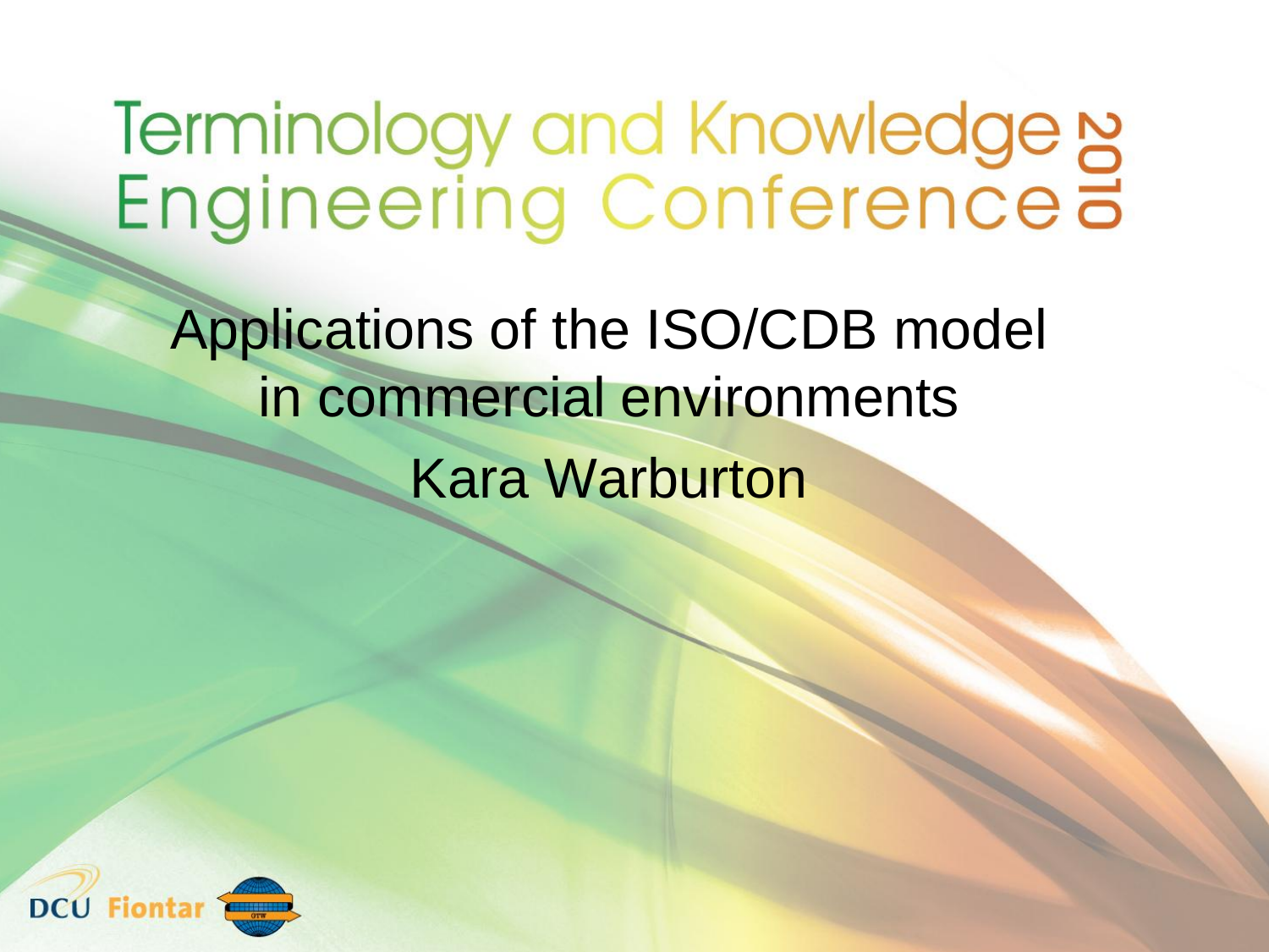# Terminology and Knowledge Engineering Conference 2010

## Applications of the ISO/CDB model in commercial environments

Kara Warburton

DCU Fiontar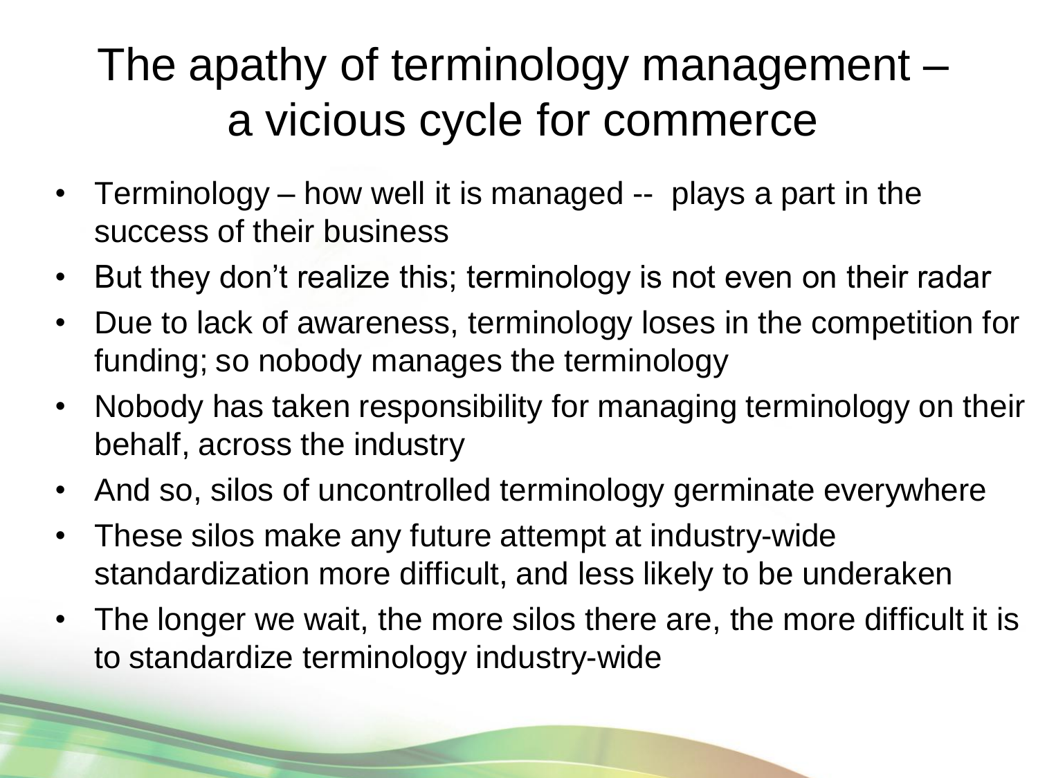# The apathy of terminology management – a vicious cycle for commerce

- Terminology – how well it is managed -- plays a part in the success of their business
- But they don't realize this; terminology is not even on their radar
- Due to lack of awareness, terminology loses in the competition for funding; so nobody manages the terminology
- Nobody has taken responsibility for managing terminology on their behalf, across the industry
- And so, silos of uncontrolled terminology germinate everywhere
- These silos make any future attempt at industry-wide standardization more difficult, and less likely to be underaken
- The longer we wait, the more silos there are, the more difficult it is to standardize terminology industry-wide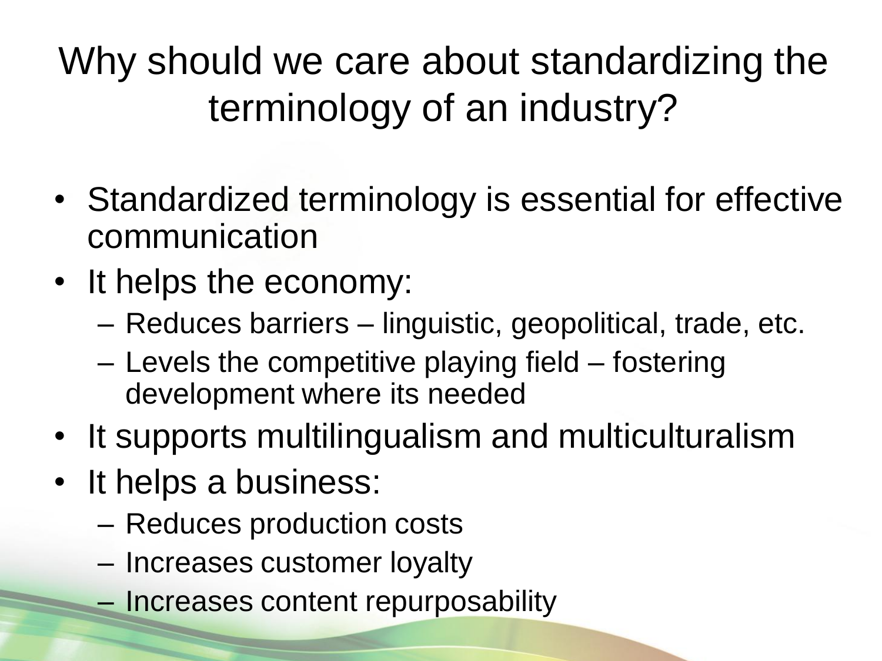# Why should we care about standardizing the terminology of an industry?

- Standardized terminology is essential for effective communication
- It helps the economy:
  - Reduces barriers – linguistic, geopolitical, trade, etc.
  - Levels the competitive playing field – fostering development where its needed
- It supports multilingualism and multiculturalism
- It helps a business:
  - Reduces production costs
  - Increases customer loyalty
  - Increases content repurposability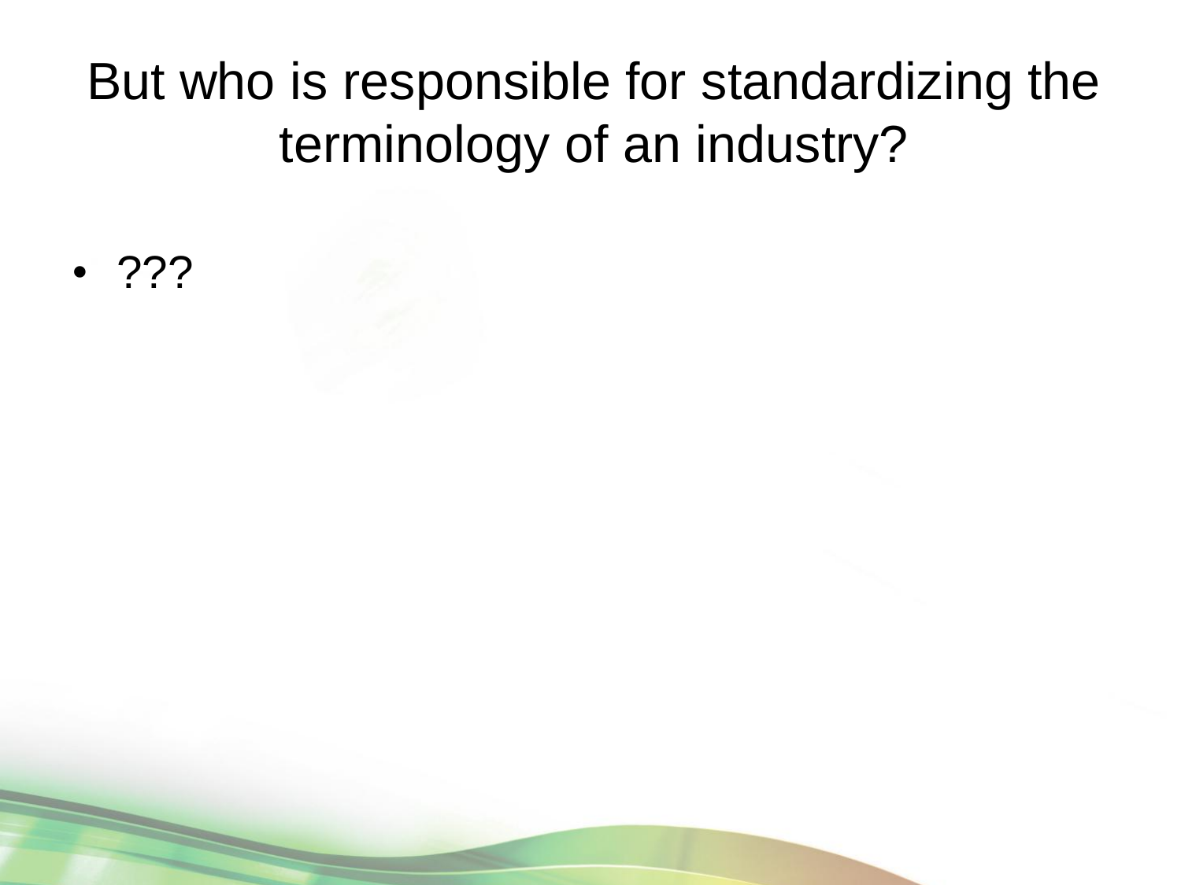# But who is responsible for standardizing the terminology of an industry?

- ???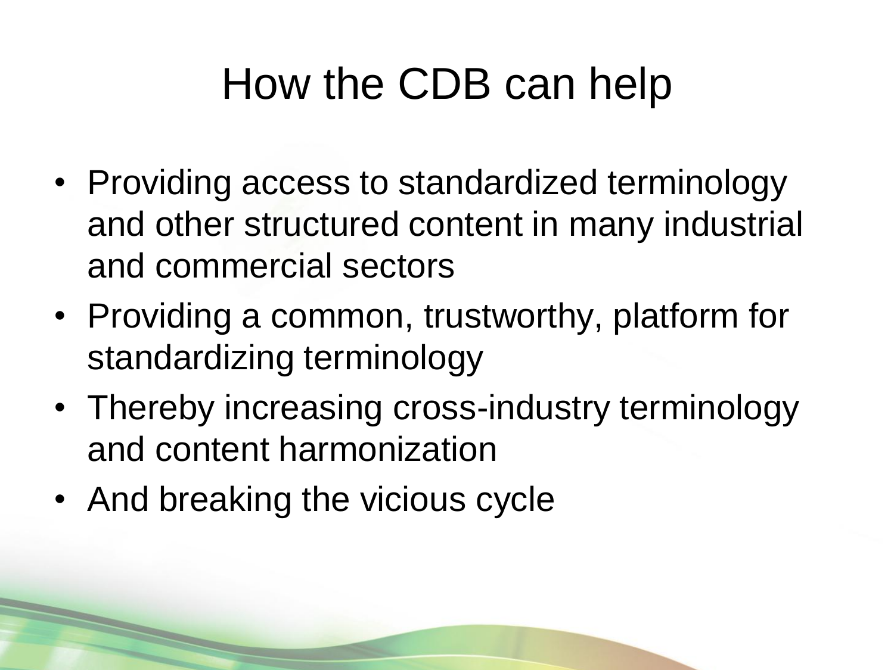# How the CDB can help

- Providing access to standardized terminology and other structured content in many industrial and commercial sectors
- Providing a common, trustworthy, platform for standardizing terminology
- Thereby increasing cross-industry terminology and content harmonization
- And breaking the vicious cycle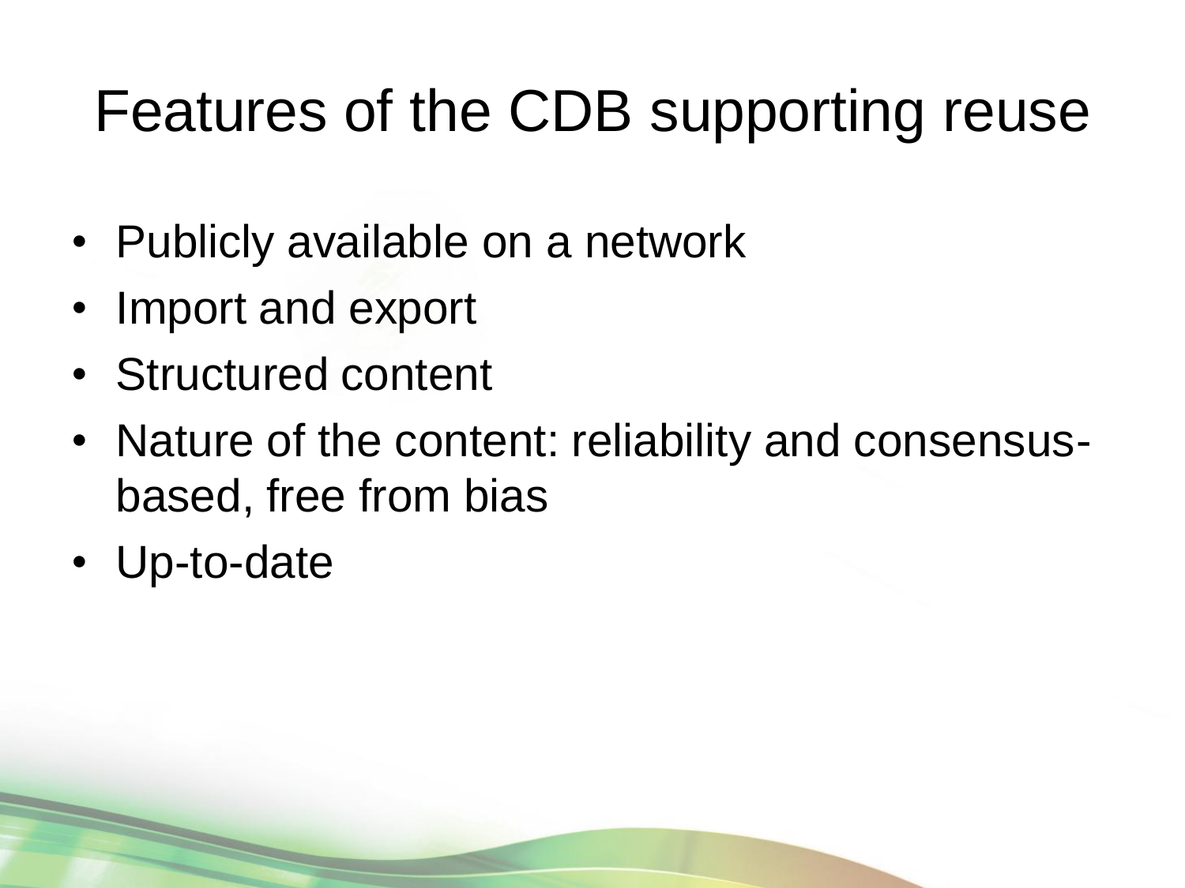# Features of the CDB supporting reuse

- Publicly available on a network
- Import and export
- Structured content
- Nature of the content: reliability and consensus-based, free from bias
- Up-to-date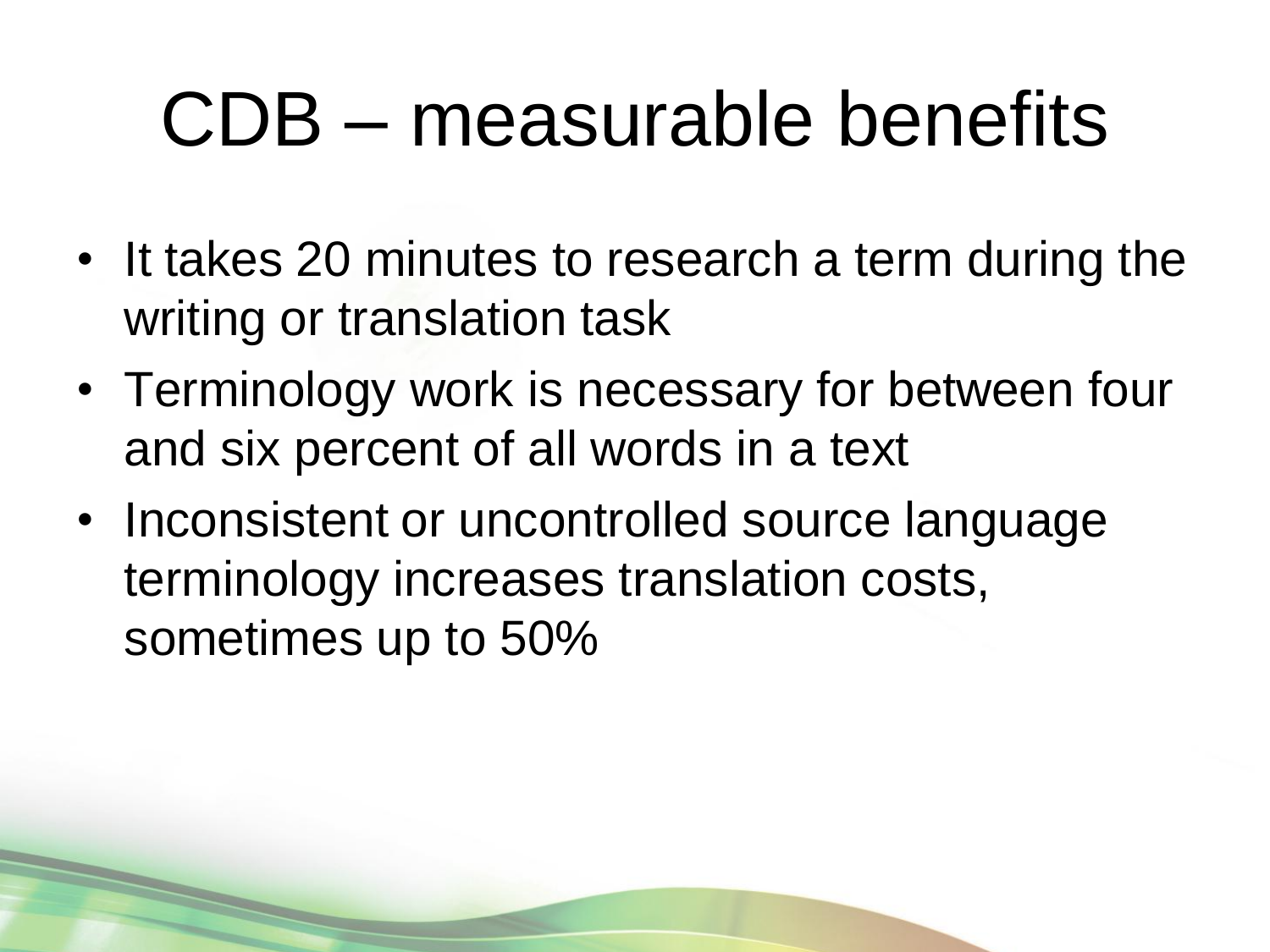# CDB – measurable benefits

- It takes 20 minutes to research a term during the writing or translation task
- Terminology work is necessary for between four and six percent of all words in a text
- Inconsistent or uncontrolled source language terminology increases translation costs, sometimes up to 50%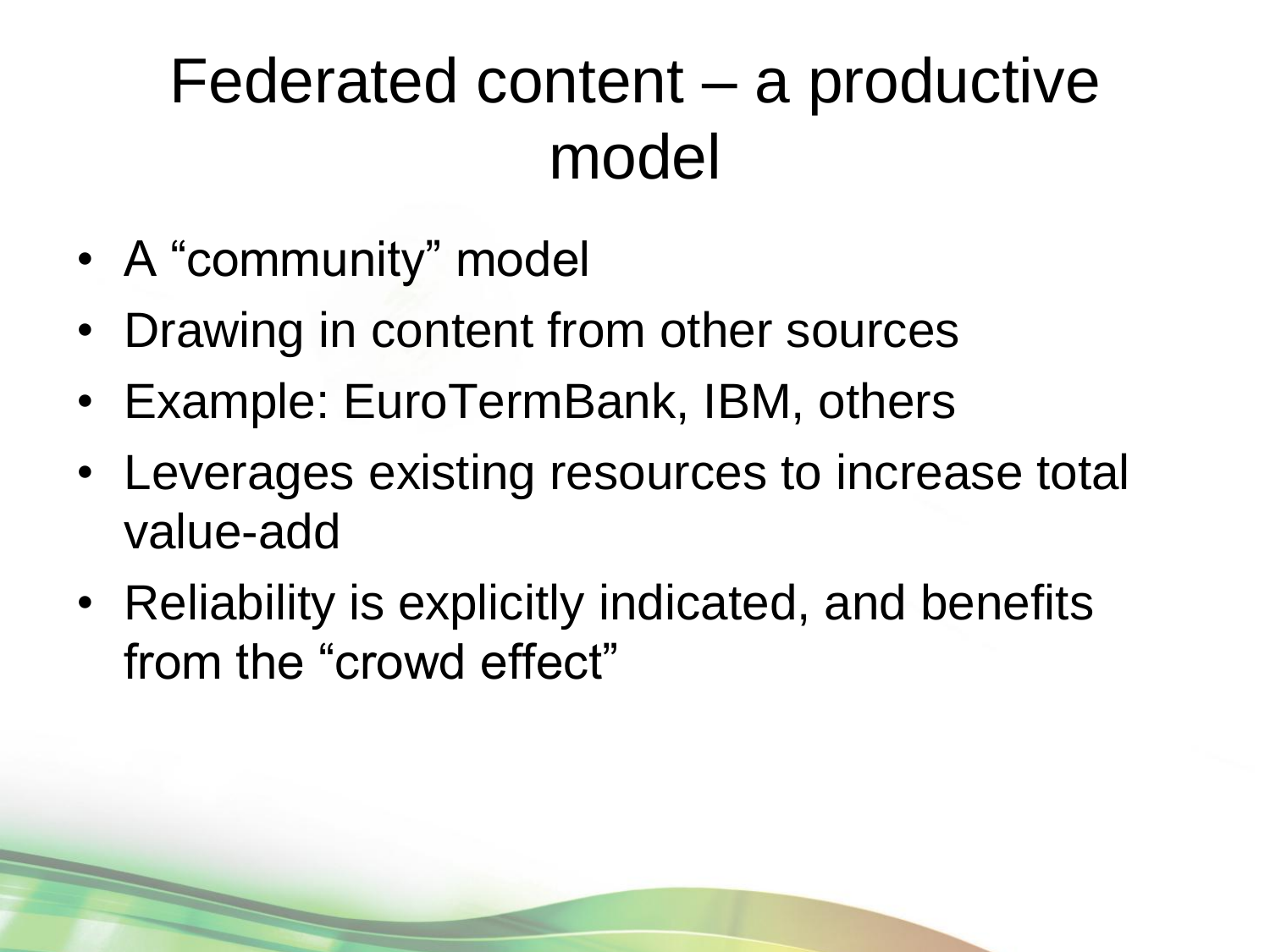# Federated content – a productive model

- A “community” model
- Drawing in content from other sources
- Example: EuroTermBank, IBM, others
- Leverages existing resources to increase total value-add
- Reliability is explicitly indicated, and benefits from the “crowd effect”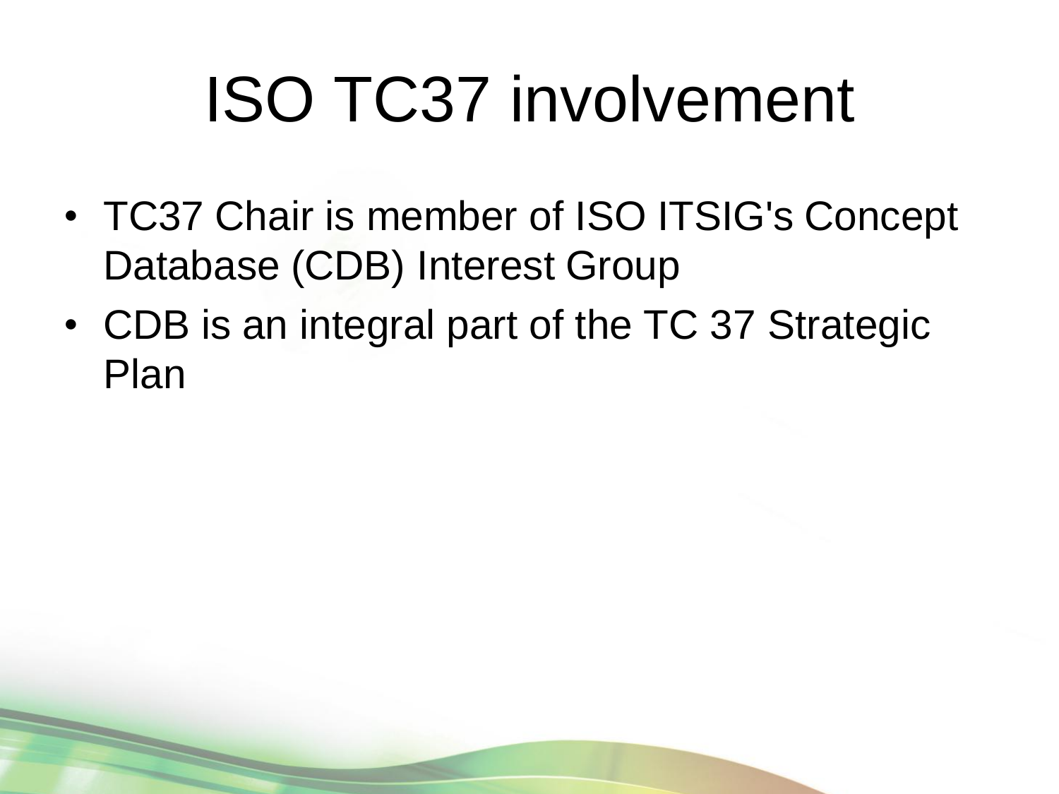# ISO TC37 involvement

- TC37 Chair is member of ISO ITSIG's Concept Database (CDB) Interest Group
- CDB is an integral part of the TC 37 Strategic Plan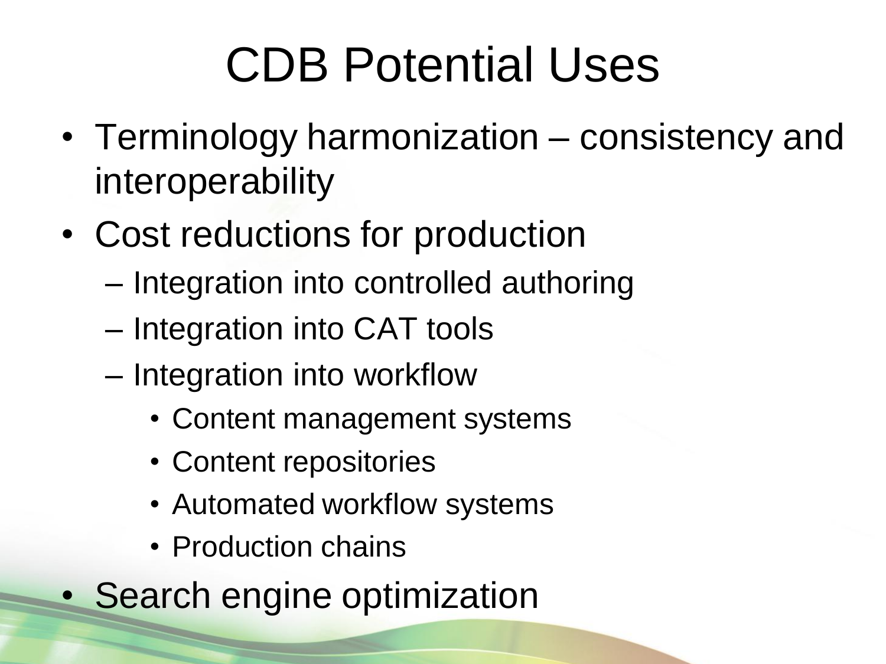# CDB Potential Uses

- Terminology harmonization – consistency and interoperability
- Cost reductions for production
  - Integration into controlled authoring
  - Integration into CAT tools
  - Integration into workflow
    - Content management systems
    - Content repositories
    - Automated workflow systems
    - Production chains
- Search engine optimization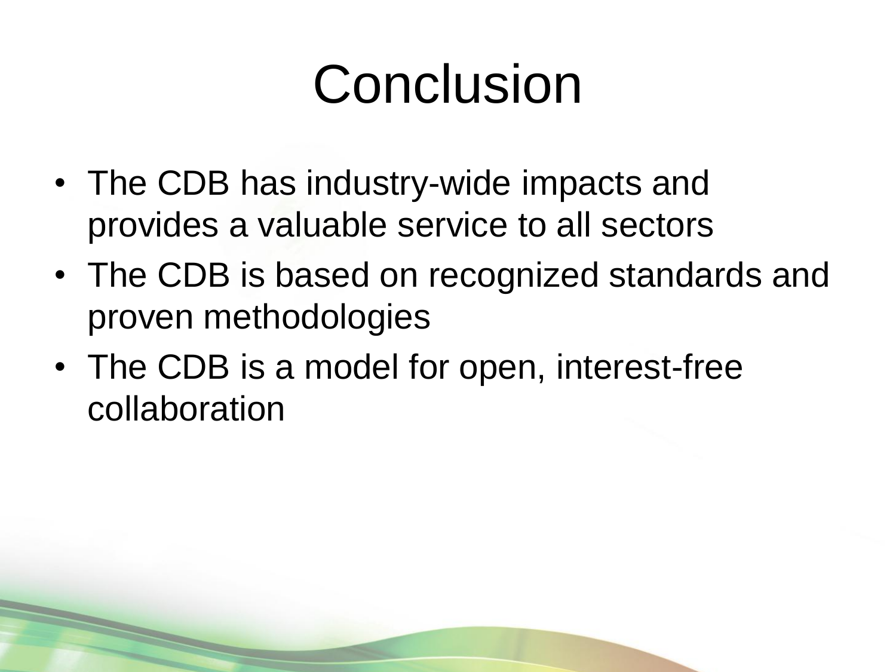# Conclusion

- The CDB has industry-wide impacts and provides a valuable service to all sectors
- The CDB is based on recognized standards and proven methodologies
- The CDB is a model for open, interest-free collaboration